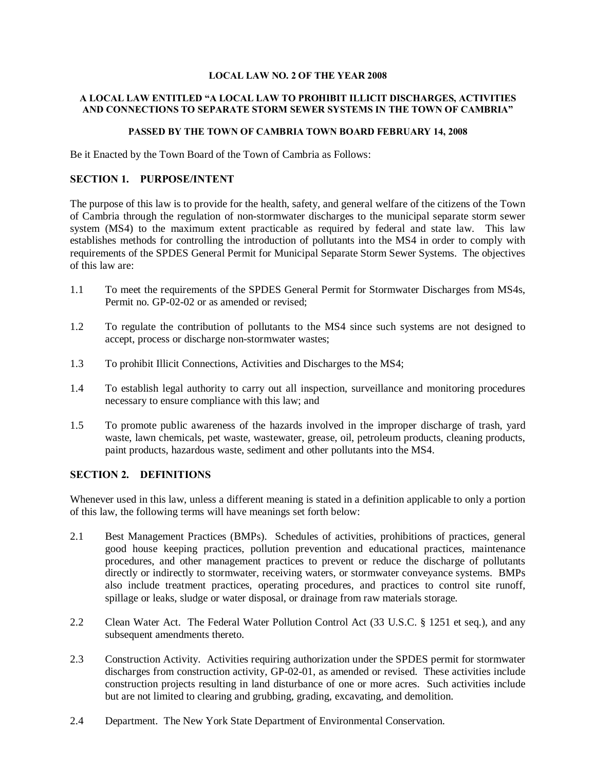**LOCAL LAW NO. 2 OF THE YEAR 2008**

**A LOCAL LAW ENTITLED "A LOCAL LAW TO PROHIBIT ILLICIT DISCHARGES, ACTIVITIES AND CONNECTIONS TO SEPARATE STORM SEWER SYSTEMS IN THE TOWN OF CAMBRIA"**

**PASSED BY THE TOWN OF CAMBRIA TOWN BOARD FEBRUARY 14, 2008**

Be it Enacted by the Town Board of the Town of Cambria as Follows:

## SECTION 1. PURPOSE/INTENT

The purpose of this law is to provide for the health, safety, and general welfare of the citizens of the Town of Cambria through the regulation of non-stormwater discharges to the municipal separate storm sewer system (MS4) to the maximum extent practicable as required by federal and state law. This law establishes methods for controlling the introduction of pollutants into the MS4 in order to comply with requirements of the SPDES General Permit for Municipal Separate Storm Sewer Systems. The objectives of this law are:

1.1 To meet the requirements of the SPDES General Permit for Stormwater Discharges from MS4s, Permit no. GP-02-02 or as amended or revised;

1.2 To regulate the contribution of pollutants to the MS4 since such systems are not designed to accept, process or discharge non-stormwater wastes;

1.3 To prohibit Illicit Connections, Activities and Discharges to the MS4;

1.4 To establish legal authority to carry out all inspection, surveillance and monitoring procedures necessary to ensure compliance with this law; and

1.5 To promote public awareness of the hazards involved in the improper discharge of trash, yard waste, lawn chemicals, pet waste, wastewater, grease, oil, petroleum products, cleaning products, paint products, hazardous waste, sediment and other pollutants into the MS4.

## SECTION 2. DEFINITIONS

Whenever used in this law, unless a different meaning is stated in a definition applicable to only a portion of this law, the following terms will have meanings set forth below:

2.1 Best Management Practices (BMPs). Schedules of activities, prohibitions of practices, general good house keeping practices, pollution prevention and educational practices, maintenance procedures, and other management practices to prevent or reduce the discharge of pollutants directly or indirectly to stormwater, receiving waters, or stormwater conveyance systems. BMPs also include treatment practices, operating procedures, and practices to control site runoff, spillage or leaks, sludge or water disposal, or drainage from raw materials storage.

2.2 Clean Water Act. The Federal Water Pollution Control Act (33 U.S.C. § 1251 et seq.), and any subsequent amendments thereto.

2.3 Construction Activity. Activities requiring authorization under the SPDES permit for stormwater discharges from construction activity, GP-02-01, as amended or revised. These activities include construction projects resulting in land disturbance of one or more acres. Such activities include but are not limited to clearing and grubbing, grading, excavating, and demolition.

2.4 Department. The New York State Department of Environmental Conservation.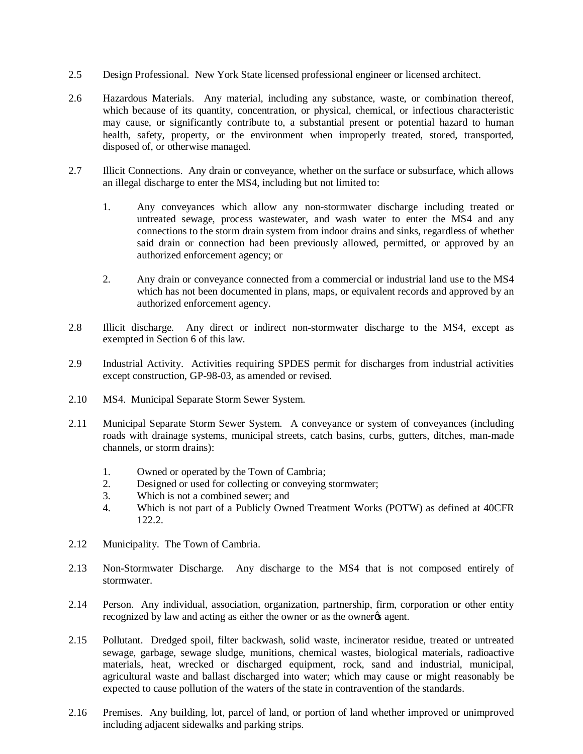2.5 Design Professional. New York State licensed professional engineer or licensed architect.

2.6 Hazardous Materials. Any material, including any substance, waste, or combination thereof, which because of its quantity, concentration, or physical, chemical, or infectious characteristic may cause, or significantly contribute to, a substantial present or potential hazard to human health, safety, property, or the environment when improperly treated, stored, transported, disposed of, or otherwise managed.

2.7 Illicit Connections. Any drain or conveyance, whether on the surface or subsurface, which allows an illegal discharge to enter the MS4, including but not limited to:

1. Any conveyances which allow any non-stormwater discharge including treated or untreated sewage, process wastewater, and wash water to enter the MS4 and any connections to the storm drain system from indoor drains and sinks, regardless of whether said drain or connection had been previously allowed, permitted, or approved by an authorized enforcement agency; or

2. Any drain or conveyance connected from a commercial or industrial land use to the MS4 which has not been documented in plans, maps, or equivalent records and approved by an authorized enforcement agency.

2.8 Illicit discharge. Any direct or indirect non-stormwater discharge to the MS4, except as exempted in Section 6 of this law.

2.9 Industrial Activity. Activities requiring SPDES permit for discharges from industrial activities except construction, GP-98-03, as amended or revised.

2.10 MS4. Municipal Separate Storm Sewer System.

2.11 Municipal Separate Storm Sewer System. A conveyance or system of conveyances (including roads with drainage systems, municipal streets, catch basins, curbs, gutters, ditches, man-made channels, or storm drains):

1. Owned or operated by the Town of Cambria;
2. Designed or used for collecting or conveying stormwater;
3. Which is not a combined sewer; and
4. Which is not part of a Publicly Owned Treatment Works (POTW) as defined at 40CFR 122.2.

2.12 Municipality. The Town of Cambria.

2.13 Non-Stormwater Discharge. Any discharge to the MS4 that is not composed entirely of stormwater.

2.14 Person. Any individual, association, organization, partnership, firm, corporation or other entity recognized by law and acting as either the owner or as the owner's agent.

2.15 Pollutant. Dredged spoil, filter backwash, solid waste, incinerator residue, treated or untreated sewage, garbage, sewage sludge, munitions, chemical wastes, biological materials, radioactive materials, heat, wrecked or discharged equipment, rock, sand and industrial, municipal, agricultural waste and ballast discharged into water; which may cause or might reasonably be expected to cause pollution of the waters of the state in contravention of the standards.

2.16 Premises. Any building, lot, parcel of land, or portion of land whether improved or unimproved including adjacent sidewalks and parking strips.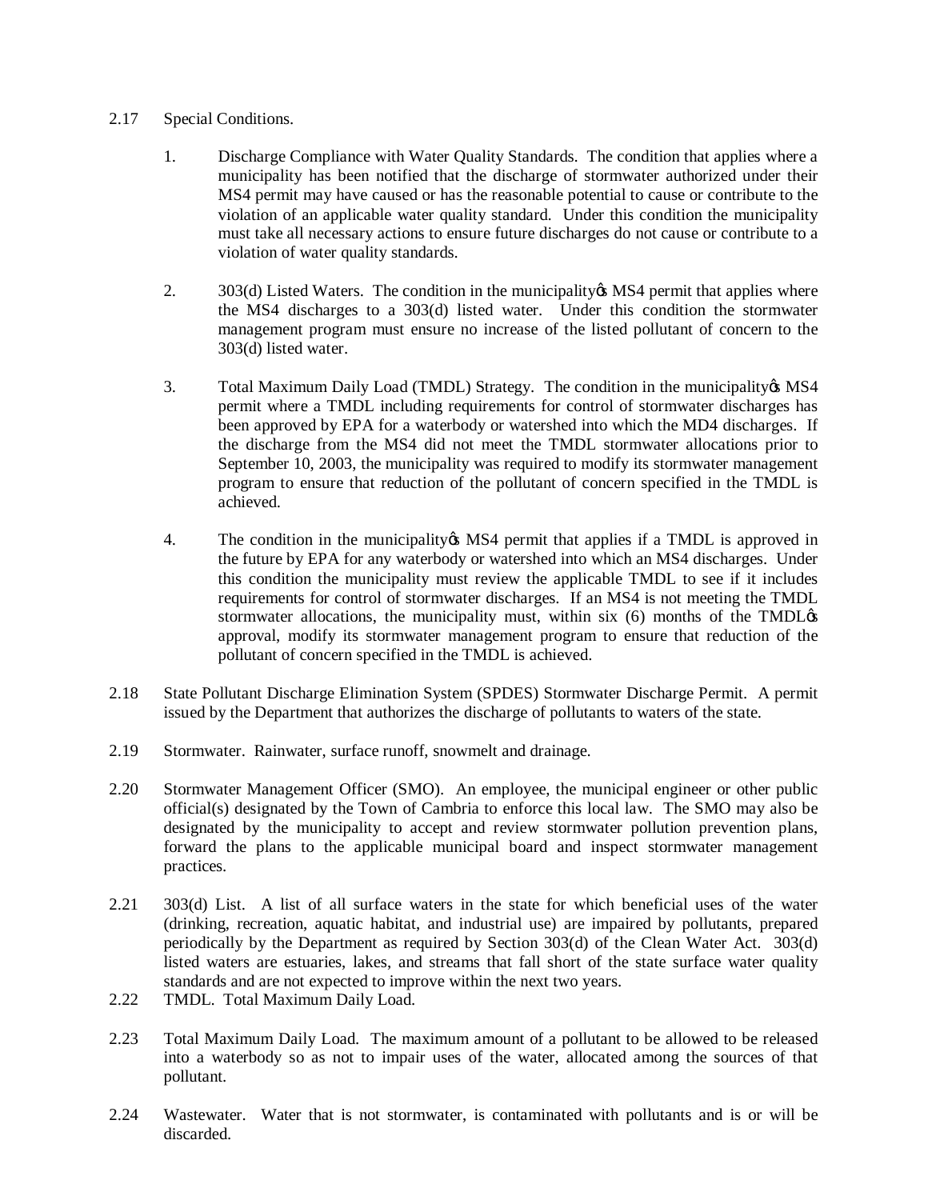2.17 Special Conditions.

1. Discharge Compliance with Water Quality Standards. The condition that applies where a municipality has been notified that the discharge of stormwater authorized under their MS4 permit may have caused or has the reasonable potential to cause or contribute to the violation of an applicable water quality standard. Under this condition the municipality must take all necessary actions to ensure future discharges do not cause or contribute to a violation of water quality standards.

2. 303(d) Listed Waters. The condition in the municipality's MS4 permit that applies where the MS4 discharges to a 303(d) listed water. Under this condition the stormwater management program must ensure no increase of the listed pollutant of concern to the 303(d) listed water.

3. Total Maximum Daily Load (TMDL) Strategy. The condition in the municipality's MS4 permit where a TMDL including requirements for control of stormwater discharges has been approved by EPA for a waterbody or watershed into which the MD4 discharges. If the discharge from the MS4 did not meet the TMDL stormwater allocations prior to September 10, 2003, the municipality was required to modify its stormwater management program to ensure that reduction of the pollutant of concern specified in the TMDL is achieved.

4. The condition in the municipality's MS4 permit that applies if a TMDL is approved in the future by EPA for any waterbody or watershed into which an MS4 discharges. Under this condition the municipality must review the applicable TMDL to see if it includes requirements for control of stormwater discharges. If an MS4 is not meeting the TMDL stormwater allocations, the municipality must, within six (6) months of the TMDL's approval, modify its stormwater management program to ensure that reduction of the pollutant of concern specified in the TMDL is achieved.

2.18 State Pollutant Discharge Elimination System (SPDES) Stormwater Discharge Permit. A permit issued by the Department that authorizes the discharge of pollutants to waters of the state.

2.19 Stormwater. Rainwater, surface runoff, snowmelt and drainage.

2.20 Stormwater Management Officer (SMO). An employee, the municipal engineer or other public official(s) designated by the Town of Cambria to enforce this local law. The SMO may also be designated by the municipality to accept and review stormwater pollution prevention plans, forward the plans to the applicable municipal board and inspect stormwater management practices.

2.21 303(d) List. A list of all surface waters in the state for which beneficial uses of the water (drinking, recreation, aquatic habitat, and industrial use) are impaired by pollutants, prepared periodically by the Department as required by Section 303(d) of the Clean Water Act. 303(d) listed waters are estuaries, lakes, and streams that fall short of the state surface water quality standards and are not expected to improve within the next two years.

2.22 TMDL. Total Maximum Daily Load.

2.23 Total Maximum Daily Load. The maximum amount of a pollutant to be allowed to be released into a waterbody so as not to impair uses of the water, allocated among the sources of that pollutant.

2.24 Wastewater. Water that is not stormwater, is contaminated with pollutants and is or will be discarded.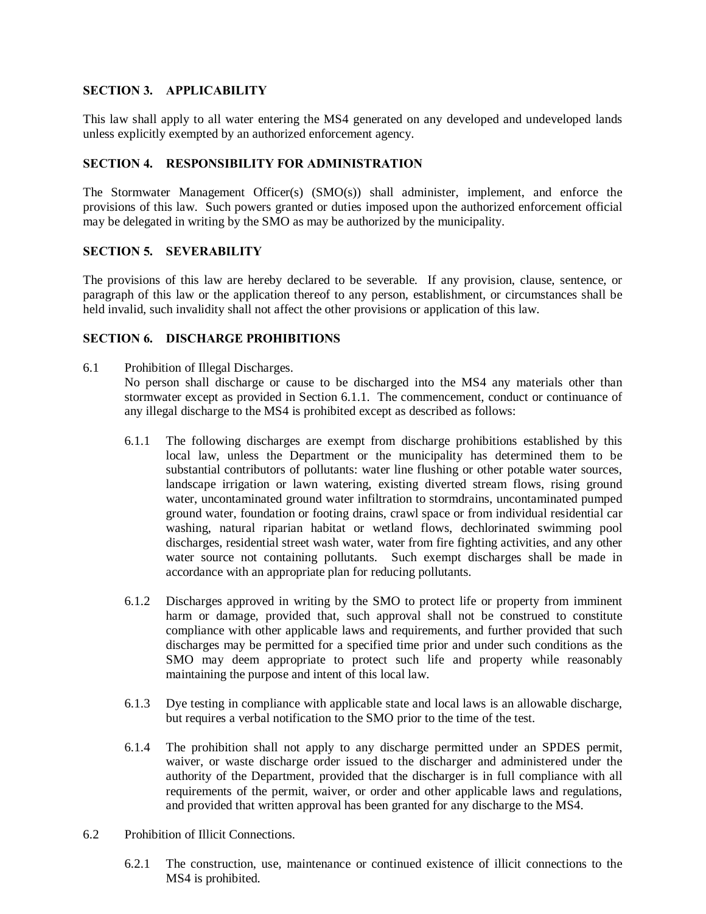## SECTION 3. APPLICABILITY

This law shall apply to all water entering the MS4 generated on any developed and undeveloped lands unless explicitly exempted by an authorized enforcement agency.

## SECTION 4. RESPONSIBILITY FOR ADMINISTRATION

The Stormwater Management Officer(s) (SMO(s)) shall administer, implement, and enforce the provisions of this law. Such powers granted or duties imposed upon the authorized enforcement official may be delegated in writing by the SMO as may be authorized by the municipality.

## SECTION 5. SEVERABILITY

The provisions of this law are hereby declared to be severable. If any provision, clause, sentence, or paragraph of this law or the application thereof to any person, establishment, or circumstances shall be held invalid, such invalidity shall not affect the other provisions or application of this law.

## SECTION 6. DISCHARGE PROHIBITIONS

6.1 Prohibition of Illegal Discharges.

No person shall discharge or cause to be discharged into the MS4 any materials other than stormwater except as provided in Section 6.1.1. The commencement, conduct or continuance of any illegal discharge to the MS4 is prohibited except as described as follows:

6.1.1 The following discharges are exempt from discharge prohibitions established by this local law, unless the Department or the municipality has determined them to be substantial contributors of pollutants: water line flushing or other potable water sources, landscape irrigation or lawn watering, existing diverted stream flows, rising ground water, uncontaminated ground water infiltration to stormdrains, uncontaminated pumped ground water, foundation or footing drains, crawl space or from individual residential car washing, natural riparian habitat or wetland flows, dechlorinated swimming pool discharges, residential street wash water, water from fire fighting activities, and any other water source not containing pollutants. Such exempt discharges shall be made in accordance with an appropriate plan for reducing pollutants.

6.1.2 Discharges approved in writing by the SMO to protect life or property from imminent harm or damage, provided that, such approval shall not be construed to constitute compliance with other applicable laws and requirements, and further provided that such discharges may be permitted for a specified time prior and under such conditions as the SMO may deem appropriate to protect such life and property while reasonably maintaining the purpose and intent of this local law.

6.1.3 Dye testing in compliance with applicable state and local laws is an allowable discharge, but requires a verbal notification to the SMO prior to the time of the test.

6.1.4 The prohibition shall not apply to any discharge permitted under an SPDES permit, waiver, or waste discharge order issued to the discharger and administered under the authority of the Department, provided that the discharger is in full compliance with all requirements of the permit, waiver, or order and other applicable laws and regulations, and provided that written approval has been granted for any discharge to the MS4.

6.2 Prohibition of Illicit Connections.

6.2.1 The construction, use, maintenance or continued existence of illicit connections to the MS4 is prohibited.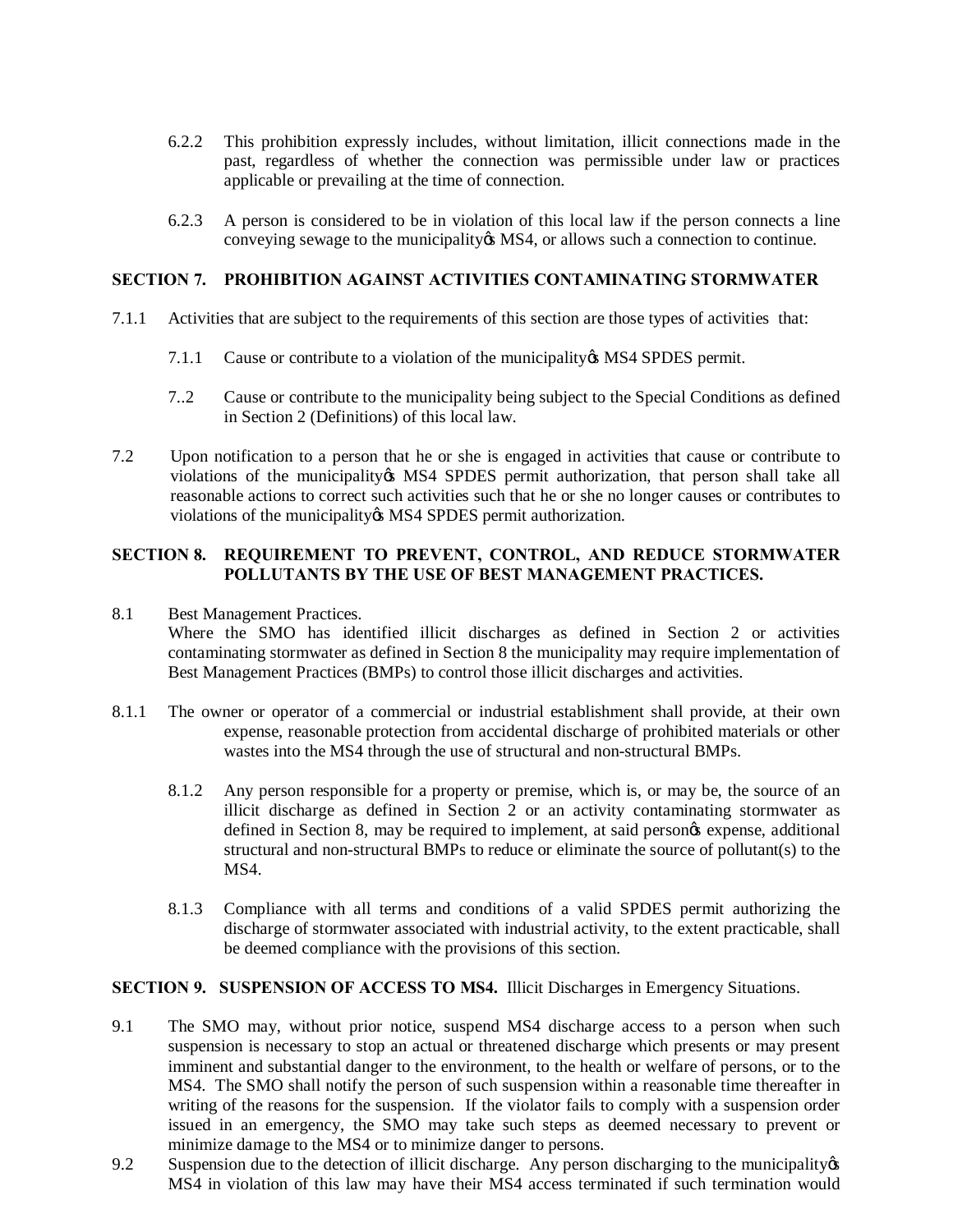6.2.2 This prohibition expressly includes, without limitation, illicit connections made in the past, regardless of whether the connection was permissible under law or practices applicable or prevailing at the time of connection.

6.2.3 A person is considered to be in violation of this local law if the person connects a line conveying sewage to the municipality's MS4, or allows such a connection to continue.

**SECTION 7. PROHIBITION AGAINST ACTIVITIES CONTAMINATING STORMWATER**

7.1.1 Activities that are subject to the requirements of this section are those types of activities that:

7.1.1 Cause or contribute to a violation of the municipality's MS4 SPDES permit.

7..2 Cause or contribute to the municipality being subject to the Special Conditions as defined in Section 2 (Definitions) of this local law.

7.2 Upon notification to a person that he or she is engaged in activities that cause or contribute to violations of the municipality's MS4 SPDES permit authorization, that person shall take all reasonable actions to correct such activities such that he or she no longer causes or contributes to violations of the municipality's MS4 SPDES permit authorization.

**SECTION 8. REQUIREMENT TO PREVENT, CONTROL, AND REDUCE STORMWATER POLLUTANTS BY THE USE OF BEST MANAGEMENT PRACTICES.**

8.1 Best Management Practices.
Where the SMO has identified illicit discharges as defined in Section 2 or activities contaminating stormwater as defined in Section 8 the municipality may require implementation of Best Management Practices (BMPs) to control those illicit discharges and activities.

8.1.1 The owner or operator of a commercial or industrial establishment shall provide, at their own expense, reasonable protection from accidental discharge of prohibited materials or other wastes into the MS4 through the use of structural and non-structural BMPs.

8.1.2 Any person responsible for a property or premise, which is, or may be, the source of an illicit discharge as defined in Section 2 or an activity contaminating stormwater as defined in Section 8, may be required to implement, at said person's expense, additional structural and non-structural BMPs to reduce or eliminate the source of pollutant(s) to the MS4.

8.1.3 Compliance with all terms and conditions of a valid SPDES permit authorizing the discharge of stormwater associated with industrial activity, to the extent practicable, shall be deemed compliance with the provisions of this section.

**SECTION 9. SUSPENSION OF ACCESS TO MS4.** Illicit Discharges in Emergency Situations.

9.1 The SMO may, without prior notice, suspend MS4 discharge access to a person when such suspension is necessary to stop an actual or threatened discharge which presents or may present imminent and substantial danger to the environment, to the health or welfare of persons, or to the MS4. The SMO shall notify the person of such suspension within a reasonable time thereafter in writing of the reasons for the suspension. If the violator fails to comply with a suspension order issued in an emergency, the SMO may take such steps as deemed necessary to prevent or minimize damage to the MS4 or to minimize danger to persons.

9.2 Suspension due to the detection of illicit discharge. Any person discharging to the municipality's MS4 in violation of this law may have their MS4 access terminated if such termination would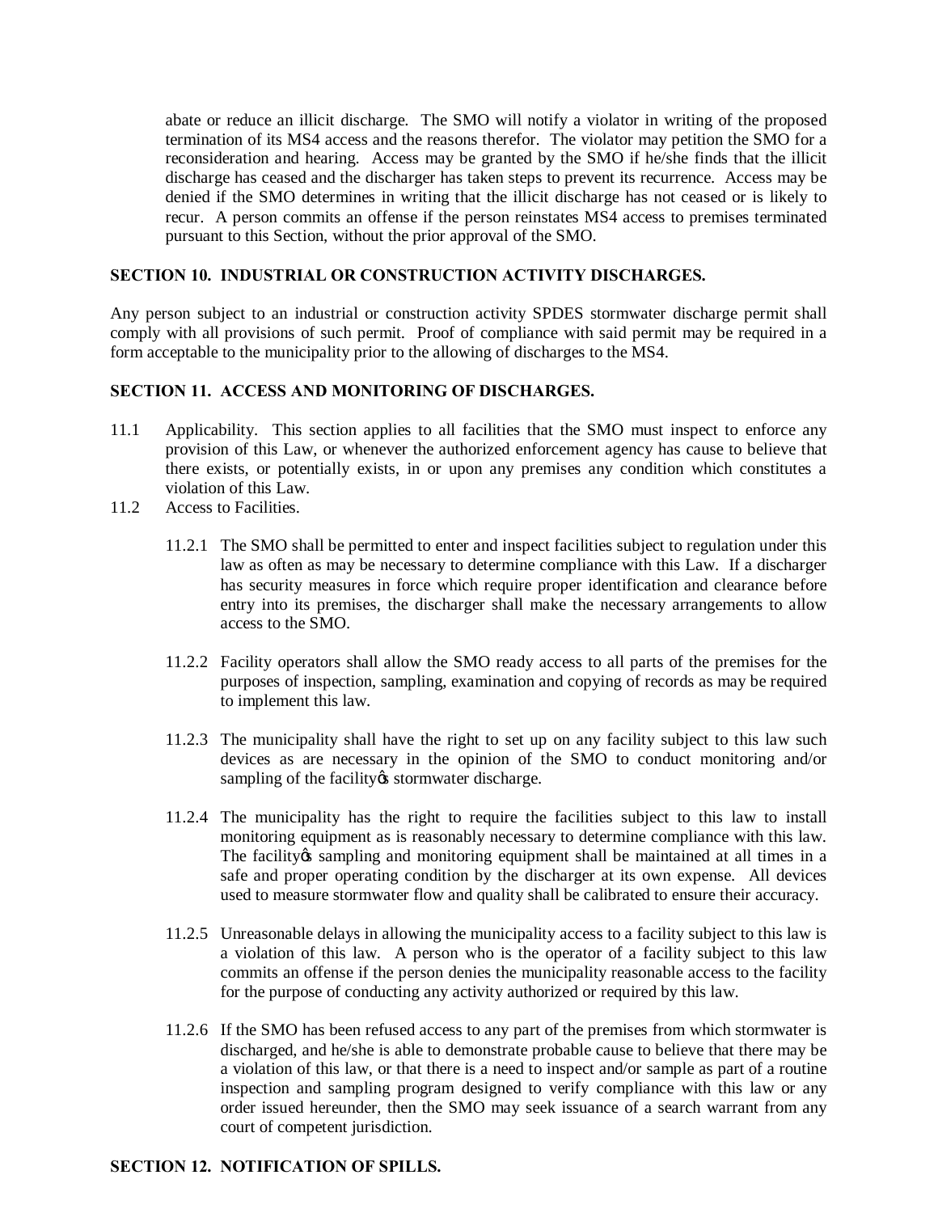abate or reduce an illicit discharge. The SMO will notify a violator in writing of the proposed termination of its MS4 access and the reasons therefor. The violator may petition the SMO for a reconsideration and hearing. Access may be granted by the SMO if he/she finds that the illicit discharge has ceased and the discharger has taken steps to prevent its recurrence. Access may be denied if the SMO determines in writing that the illicit discharge has not ceased or is likely to recur. A person commits an offense if the person reinstates MS4 access to premises terminated pursuant to this Section, without the prior approval of the SMO.

### SECTION 10. INDUSTRIAL OR CONSTRUCTION ACTIVITY DISCHARGES.

Any person subject to an industrial or construction activity SPDES stormwater discharge permit shall comply with all provisions of such permit. Proof of compliance with said permit may be required in a form acceptable to the municipality prior to the allowing of discharges to the MS4.

### SECTION 11. ACCESS AND MONITORING OF DISCHARGES.

11.1 Applicability. This section applies to all facilities that the SMO must inspect to enforce any provision of this Law, or whenever the authorized enforcement agency has cause to believe that there exists, or potentially exists, in or upon any premises any condition which constitutes a violation of this Law.

11.2 Access to Facilities.

11.2.1 The SMO shall be permitted to enter and inspect facilities subject to regulation under this law as often as may be necessary to determine compliance with this Law. If a discharger has security measures in force which require proper identification and clearance before entry into its premises, the discharger shall make the necessary arrangements to allow access to the SMO.

11.2.2 Facility operators shall allow the SMO ready access to all parts of the premises for the purposes of inspection, sampling, examination and copying of records as may be required to implement this law.

11.2.3 The municipality shall have the right to set up on any facility subject to this law such devices as are necessary in the opinion of the SMO to conduct monitoring and/or sampling of the facility's stormwater discharge.

11.2.4 The municipality has the right to require the facilities subject to this law to install monitoring equipment as is reasonably necessary to determine compliance with this law. The facility's sampling and monitoring equipment shall be maintained at all times in a safe and proper operating condition by the discharger at its own expense. All devices used to measure stormwater flow and quality shall be calibrated to ensure their accuracy.

11.2.5 Unreasonable delays in allowing the municipality access to a facility subject to this law is a violation of this law. A person who is the operator of a facility subject to this law commits an offense if the person denies the municipality reasonable access to the facility for the purpose of conducting any activity authorized or required by this law.

11.2.6 If the SMO has been refused access to any part of the premises from which stormwater is discharged, and he/she is able to demonstrate probable cause to believe that there may be a violation of this law, or that there is a need to inspect and/or sample as part of a routine inspection and sampling program designed to verify compliance with this law or any order issued hereunder, then the SMO may seek issuance of a search warrant from any court of competent jurisdiction.

### SECTION 12. NOTIFICATION OF SPILLS.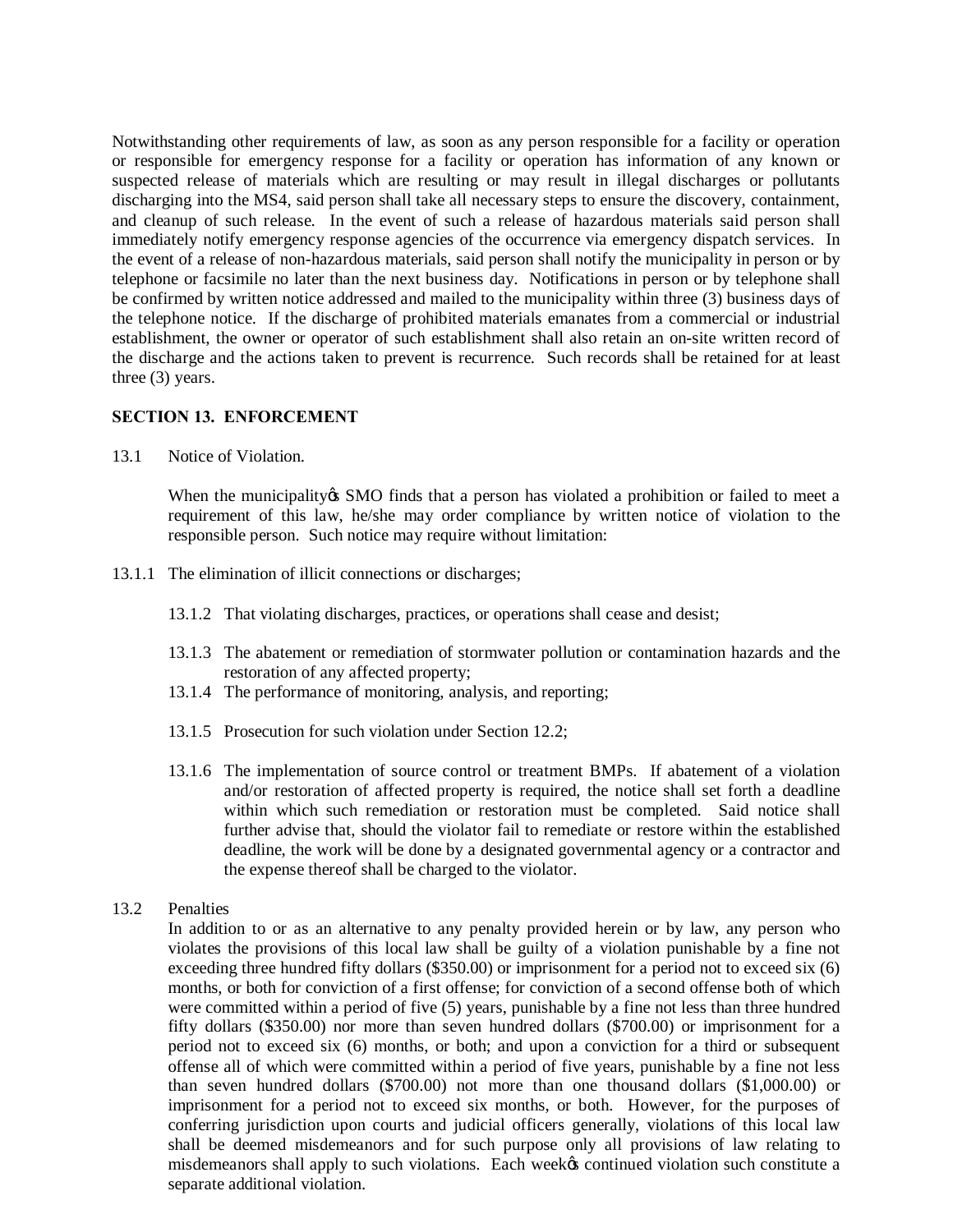Notwithstanding other requirements of law, as soon as any person responsible for a facility or operation or responsible for emergency response for a facility or operation has information of any known or suspected release of materials which are resulting or may result in illegal discharges or pollutants discharging into the MS4, said person shall take all necessary steps to ensure the discovery, containment, and cleanup of such release. In the event of such a release of hazardous materials said person shall immediately notify emergency response agencies of the occurrence via emergency dispatch services. In the event of a release of non-hazardous materials, said person shall notify the municipality in person or by telephone or facsimile no later than the next business day. Notifications in person or by telephone shall be confirmed by written notice addressed and mailed to the municipality within three (3) business days of the telephone notice. If the discharge of prohibited materials emanates from a commercial or industrial establishment, the owner or operator of such establishment shall also retain an on-site written record of the discharge and the actions taken to prevent is recurrence. Such records shall be retained for at least three (3) years.

**SECTION 13. ENFORCEMENT**

13.1 Notice of Violation.

When the municipality's SMO finds that a person has violated a prohibition or failed to meet a requirement of this law, he/she may order compliance by written notice of violation to the responsible person. Such notice may require without limitation:

13.1.1 The elimination of illicit connections or discharges;

13.1.2 That violating discharges, practices, or operations shall cease and desist;

13.1.3 The abatement or remediation of stormwater pollution or contamination hazards and the restoration of any affected property;

13.1.4 The performance of monitoring, analysis, and reporting;

13.1.5 Prosecution for such violation under Section 12.2;

13.1.6 The implementation of source control or treatment BMPs. If abatement of a violation and/or restoration of affected property is required, the notice shall set forth a deadline within which such remediation or restoration must be completed. Said notice shall further advise that, should the violator fail to remediate or restore within the established deadline, the work will be done by a designated governmental agency or a contractor and the expense thereof shall be charged to the violator.

13.2 Penalties

In addition to or as an alternative to any penalty provided herein or by law, any person who violates the provisions of this local law shall be guilty of a violation punishable by a fine not exceeding three hundred fifty dollars ($350.00) or imprisonment for a period not to exceed six (6) months, or both for conviction of a first offense; for conviction of a second offense both of which were committed within a period of five (5) years, punishable by a fine not less than three hundred fifty dollars ($350.00) nor more than seven hundred dollars ($700.00) or imprisonment for a period not to exceed six (6) months, or both; and upon a conviction for a third or subsequent offense all of which were committed within a period of five years, punishable by a fine not less than seven hundred dollars ($700.00) not more than one thousand dollars ($1,000.00) or imprisonment for a period not to exceed six months, or both. However, for the purposes of conferring jurisdiction upon courts and judicial officers generally, violations of this local law shall be deemed misdemeanors and for such purpose only all provisions of law relating to misdemeanors shall apply to such violations. Each week's continued violation such constitute a separate additional violation.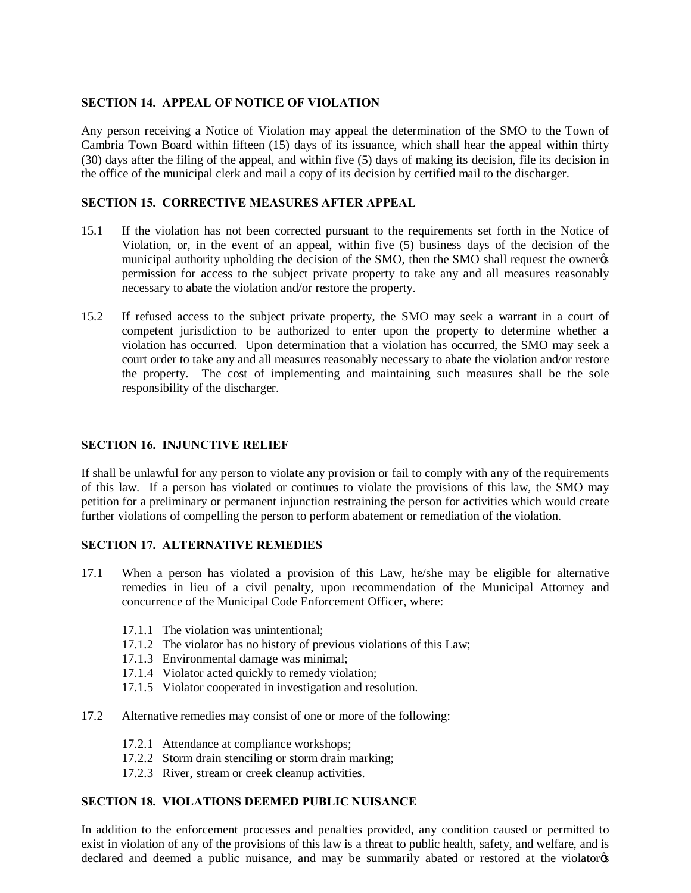## SECTION 14. APPEAL OF NOTICE OF VIOLATION

Any person receiving a Notice of Violation may appeal the determination of the SMO to the Town of Cambria Town Board within fifteen (15) days of its issuance, which shall hear the appeal within thirty (30) days after the filing of the appeal, and within five (5) days of making its decision, file its decision in the office of the municipal clerk and mail a copy of its decision by certified mail to the discharger.

## SECTION 15. CORRECTIVE MEASURES AFTER APPEAL

15.1 If the violation has not been corrected pursuant to the requirements set forth in the Notice of Violation, or, in the event of an appeal, within five (5) business days of the decision of the municipal authority upholding the decision of the SMO, then the SMO shall request the owner's permission for access to the subject private property to take any and all measures reasonably necessary to abate the violation and/or restore the property.

15.2 If refused access to the subject private property, the SMO may seek a warrant in a court of competent jurisdiction to be authorized to enter upon the property to determine whether a violation has occurred. Upon determination that a violation has occurred, the SMO may seek a court order to take any and all measures reasonably necessary to abate the violation and/or restore the property. The cost of implementing and maintaining such measures shall be the sole responsibility of the discharger.

## SECTION 16. INJUNCTIVE RELIEF

If shall be unlawful for any person to violate any provision or fail to comply with any of the requirements of this law. If a person has violated or continues to violate the provisions of this law, the SMO may petition for a preliminary or permanent injunction restraining the person for activities which would create further violations of compelling the person to perform abatement or remediation of the violation.

## SECTION 17. ALTERNATIVE REMEDIES

17.1 When a person has violated a provision of this Law, he/she may be eligible for alternative remedies in lieu of a civil penalty, upon recommendation of the Municipal Attorney and concurrence of the Municipal Code Enforcement Officer, where:

- 17.1.1 The violation was unintentional;
- 17.1.2 The violator has no history of previous violations of this Law;
- 17.1.3 Environmental damage was minimal;
- 17.1.4 Violator acted quickly to remedy violation;
- 17.1.5 Violator cooperated in investigation and resolution.

17.2 Alternative remedies may consist of one or more of the following:

- 17.2.1 Attendance at compliance workshops;
- 17.2.2 Storm drain stenciling or storm drain marking;
- 17.2.3 River, stream or creek cleanup activities.

## SECTION 18. VIOLATIONS DEEMED PUBLIC NUISANCE

In addition to the enforcement processes and penalties provided, any condition caused or permitted to exist in violation of any of the provisions of this law is a threat to public health, safety, and welfare, and is declared and deemed a public nuisance, and may be summarily abated or restored at the violator's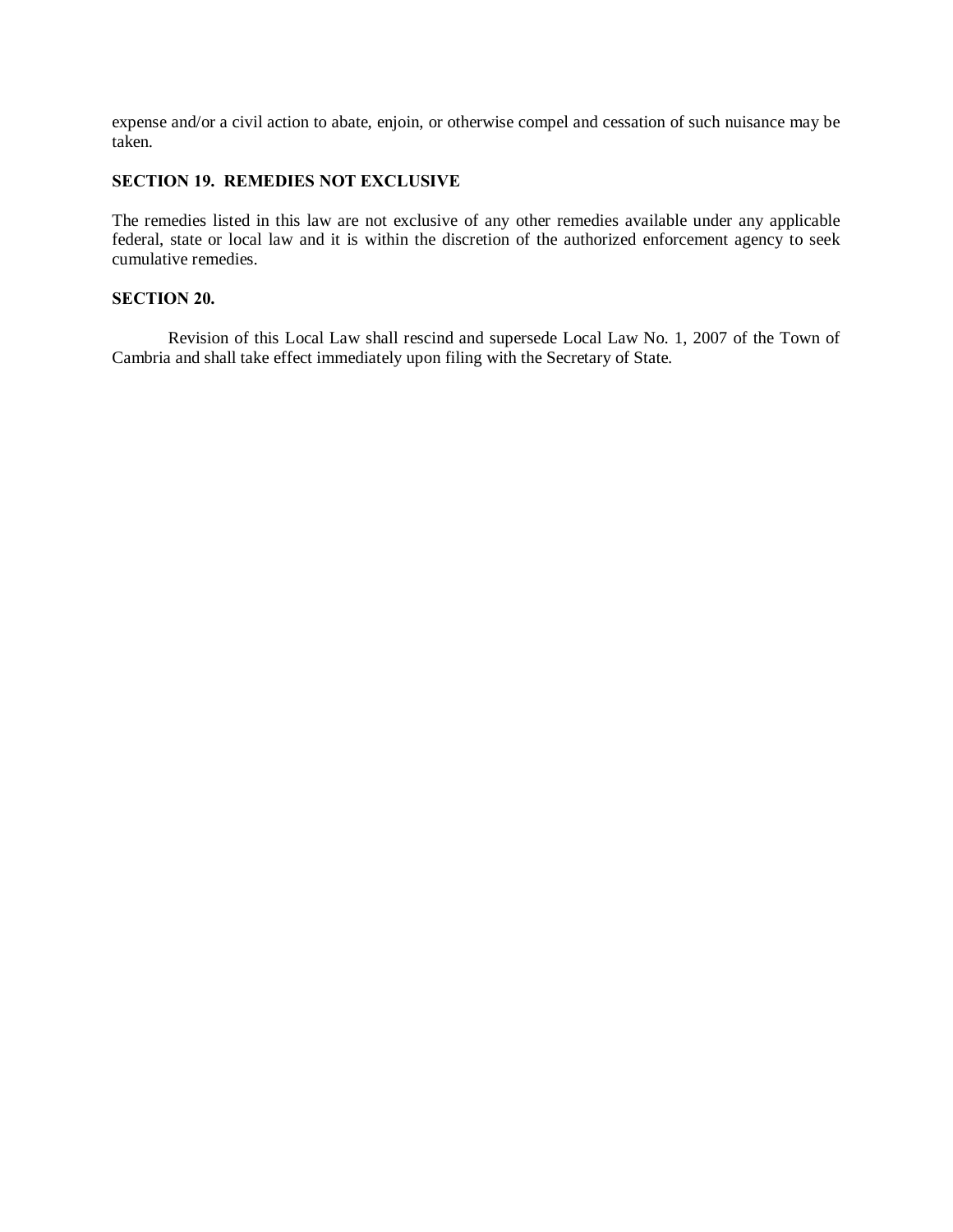expense and/or a civil action to abate, enjoin, or otherwise compel and cessation of such nuisance may be taken.

**SECTION 19. REMEDIES NOT EXCLUSIVE**

The remedies listed in this law are not exclusive of any other remedies available under any applicable federal, state or local law and it is within the discretion of the authorized enforcement agency to seek cumulative remedies.

**SECTION 20.**

Revision of this Local Law shall rescind and supersede Local Law No. 1, 2007 of the Town of Cambria and shall take effect immediately upon filing with the Secretary of State.